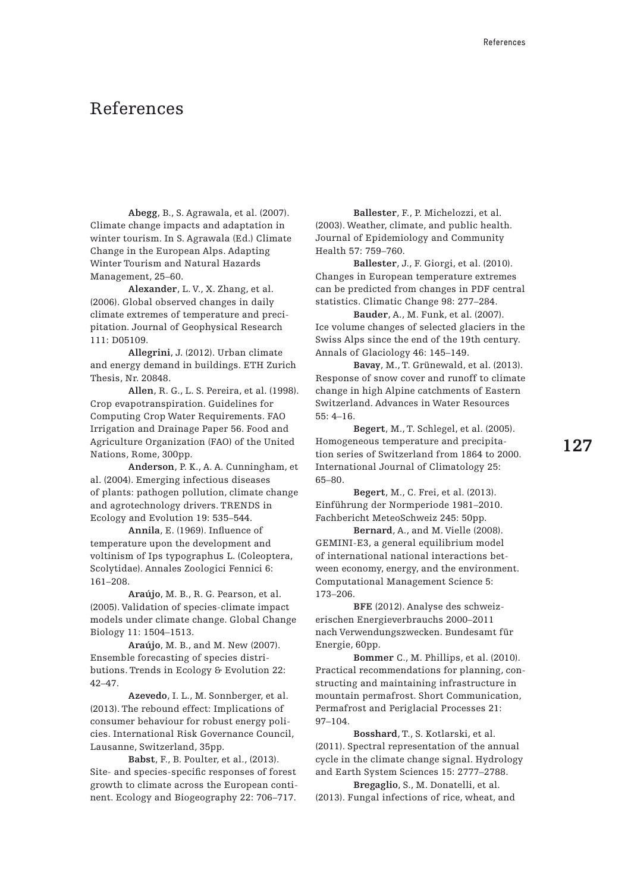# References

**Abegg**, B., S. Agrawala, et al. (2007). Climate change impacts and adaptation in winter tourism. In S. Agrawala (Ed.) Climate Change in the European Alps. Adapting Winter Tourism and Natural Hazards Management, 25–60.

**Alexander**, L. V., X. Zhang, et al. (2006). Global observed changes in daily climate extremes of temperature and precipitation. Journal of Geophysical Research 111: D05109.

**Allegrini**, J. (2012). Urban climate and energy demand in buildings. ETH Zurich Thesis, Nr. 20848.

**Allen**, R. G., L. S. Pereira, et al. (1998). Crop evapotranspiration. Guidelines for Computing Crop Water Requirements. FAO Irrigation and Drainage Paper 56. Food and Agriculture Organization (FAO) of the United Nations, Rome, 300pp.

**Anderson**, P. K., A. A. Cunningham, et al. (2004). Emerging infectious diseases of plants: pathogen pollution, climate change and agrotechnology drivers. TRENDS in Ecology and Evolution 19: 535–544.

**Annila**, E. (1969). Influence of temperature upon the development and voltinism of Ips typographus L. (Coleoptera, Scolytidae). Annales Zoologici Fennici 6: 161–208.

**Araújo**, M. B., R. G. Pearson, et al. (2005). Validation of species-climate impact models under climate change. Global Change Biology 11: 1504–1513.

**Araújo**, M. B., and M. New (2007). Ensemble forecasting of species distributions. Trends in Ecology & Evolution 22: 42–47.

**Azevedo**, I. L., M. Sonnberger, et al. (2013). The rebound effect: Implications of consumer behaviour for robust energy policies. International Risk Governance Council, Lausanne, Switzerland, 35pp.

**Babst**, F., B. Poulter, et al., (2013). Site- and species-specific responses of forest growth to climate across the European continent. Ecology and Biogeography 22: 706–717.

**Ballester**, F., P. Michelozzi, et al. (2003). Weather, climate, and public health. Journal of Epidemiology and Community Health 57: 759–760.

**Ballester**, J., F. Giorgi, et al. (2010). Changes in European temperature extremes can be predicted from changes in PDF central statistics. Climatic Change 98: 277–284.

**Bauder**, A., M. Funk, et al. (2007). Ice volume changes of selected glaciers in the Swiss Alps since the end of the 19th century. Annals of Glaciology 46: 145–149.

**Bavay**, M., T. Grünewald, et al. (2013). Response of snow cover and runoff to climate change in high Alpine catchments of Eastern Switzerland. Advances in Water Resources 55: 4–16.

**Begert**, M., T. Schlegel, et al. (2005). Homogeneous temperature and precipitation series of Switzerland from 1864 to 2000. International Journal of Climatology 25: 65–80.

**Begert**, M., C. Frei, et al. (2013). Einführung der Normperiode 1981–2010. Fachbericht MeteoSchweiz 245: 50pp.

**Bernard**, A., and M. Vielle (2008). GEMINI-E3, a general equilibrium model of international national interactions between economy, energy, and the environment. Computational Management Science 5: 173–206.

**BFE** (2012). Analyse des schweizerischen Energieverbrauchs 2000–2011 nach Verwendungszwecken. Bundesamt für Energie, 60pp.

**Bommer** C., M. Phillips, et al. (2010). Practical recommendations for planning, constructing and maintaining infrastructure in mountain permafrost. Short Communication, Permafrost and Periglacial Processes 21: 97–104.

**Bosshard**, T., S. Kotlarski, et al. (2011). Spectral representation of the annual cycle in the climate change signal. Hydrology and Earth System Sciences 15: 2777–2788.

**Bregaglio**, S., M. Donatelli, et al. (2013). Fungal infections of rice, wheat, and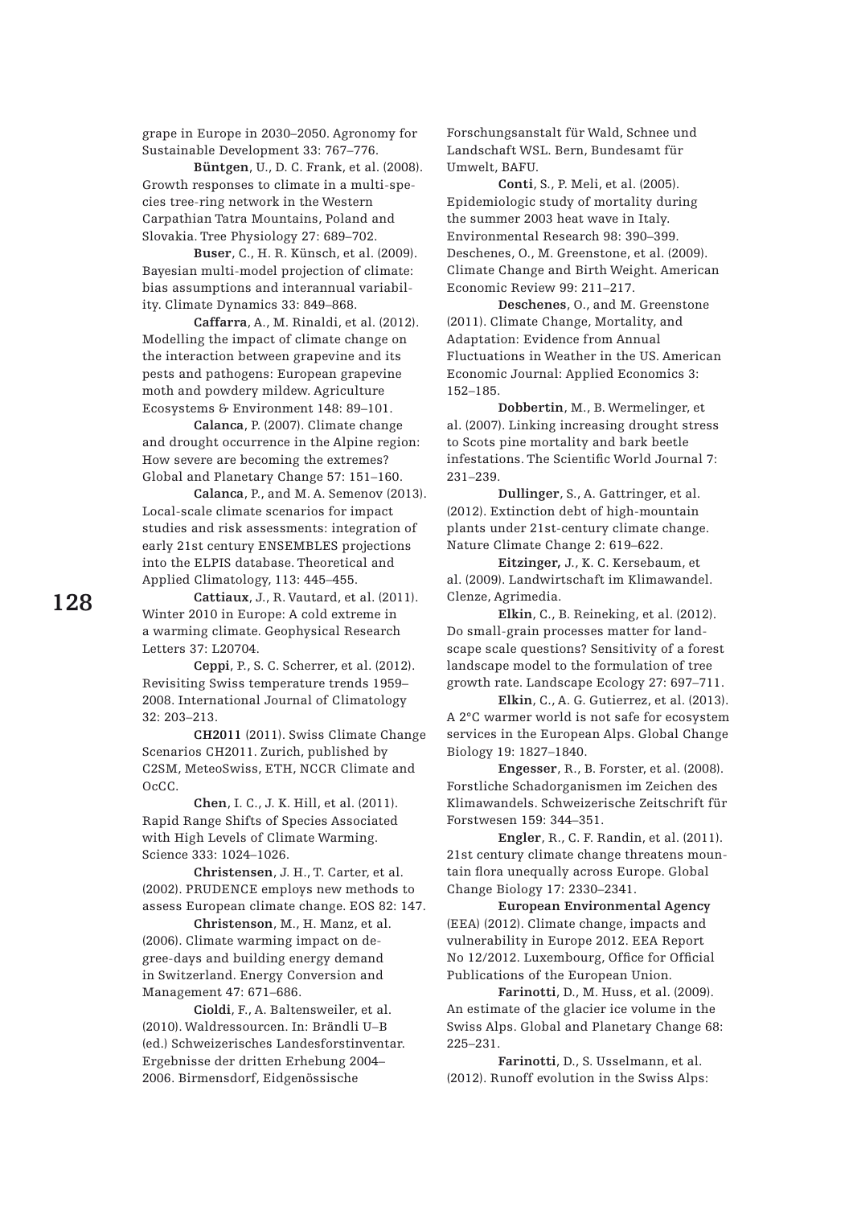grape in Europe in 2030–2050. Agronomy for Sustainable Development 33: 767–776.

**Büntgen**, U., D. C. Frank, et al. (2008). Growth responses to climate in a multi-species tree-ring network in the Western Carpathian Tatra Mountains, Poland and Slovakia. Tree Physiology 27: 689–702.

**Buser**, C., H. R. Künsch, et al. (2009). Bayesian multi-model projection of climate: bias assumptions and interannual variability. Climate Dynamics 33: 849–868.

**Caffarra**, A., M. Rinaldi, et al. (2012). Modelling the impact of climate change on the interaction between grapevine and its pests and pathogens: European grapevine moth and powdery mildew. Agriculture Ecosystems & Environment 148: 89–101.

**Calanca**, P. (2007). Climate change and drought occurrence in the Alpine region: How severe are becoming the extremes? Global and Planetary Change 57: 151–160.

**Calanca**, P., and M. A. Semenov (2013). Local-scale climate scenarios for impact studies and risk assessments: integration of early 21st century ENSEMBLES projections into the ELPIS database. Theoretical and Applied Climatology, 113: 445–455.

**Cattiaux**, J., R. Vautard, et al. (2011). Winter 2010 in Europe: A cold extreme in a warming climate. Geophysical Research Letters 37: L20704.

**Ceppi**, P., S. C. Scherrer, et al. (2012). Revisiting Swiss temperature trends 1959–2008. International Journal of Climatology 32: 203–213.

**CH2011** (2011). Swiss Climate Change Scenarios CH2011. Zurich, published by C2SM, MeteoSwiss, ETH, NCCR Climate and OcCC.

**Chen**, I. C., J. K. Hill, et al. (2011). Rapid Range Shifts of Species Associated with High Levels of Climate Warming. Science 333: 1024–1026.

**Christensen**, J. H., T. Carter, et al. (2002). PRUDENCE employs new methods to assess European climate change. EOS 82: 147.

**Christenson**, M., H. Manz, et al. (2006). Climate warming impact on degree-days and building energy demand in Switzerland. Energy Conversion and Management 47: 671–686.

**Cioldi**, F., A. Baltensweiler, et al. (2010). Waldressourcen. In: Brändli U–B (ed.) Schweizerisches Landesforstinventar. Ergebnisse der dritten Erhebung 2004–2006. Birmensdorf, Eidgenössische Forschungsanstalt für Wald, Schnee und Landschaft WSL. Bern, Bundesamt für Umwelt, BAFU.

**Conti**, S., P. Meli, et al. (2005). Epidemiologic study of mortality during the summer 2003 heat wave in Italy. Environmental Research 98: 390–399. Deschenes, O., M. Greenstone, et al. (2009). Climate Change and Birth Weight. American Economic Review 99: 211–217.

**Deschenes**, O., and M. Greenstone (2011). Climate Change, Mortality, and Adaptation: Evidence from Annual Fluctuations in Weather in the US. American Economic Journal: Applied Economics 3: 152–185.

**Dobbertin**, M., B. Wermelinger, et al. (2007). Linking increasing drought stress to Scots pine mortality and bark beetle infestations. The Scientific World Journal 7: 231–239.

**Dullinger**, S., A. Gattringer, et al. (2012). Extinction debt of high-mountain plants under 21st-century climate change. Nature Climate Change 2: 619–622.

**Eitzinger,** J., K. C. Kersebaum, et al. (2009). Landwirtschaft im Klimawandel. Clenze, Agrimedia.

**Elkin**, C., B. Reineking, et al. (2012). Do small-grain processes matter for landscape scale questions? Sensitivity of a forest landscape model to the formulation of tree growth rate. Landscape Ecology 27: 697–711.

**Elkin**, C., A. G. Gutierrez, et al. (2013). A 2°C warmer world is not safe for ecosystem services in the European Alps. Global Change Biology 19: 1827–1840.

**Engesser**, R., B. Forster, et al. (2008). Forstliche Schadorganismen im Zeichen des Klimawandels. Schweizerische Zeitschrift für Forstwesen 159: 344–351.

**Engler**, R., C. F. Randin, et al. (2011). 21st century climate change threatens mountain flora unequally across Europe. Global Change Biology 17: 2330–2341.

**European Environmental Agency** (EEA) (2012). Climate change, impacts and vulnerability in Europe 2012. EEA Report No 12/2012. Luxembourg, Office for Official Publications of the European Union.

**Farinotti**, D., M. Huss, et al. (2009). An estimate of the glacier ice volume in the Swiss Alps. Global and Planetary Change 68: 225–231.

**Farinotti**, D., S. Usselmann, et al. (2012). Runoff evolution in the Swiss Alps: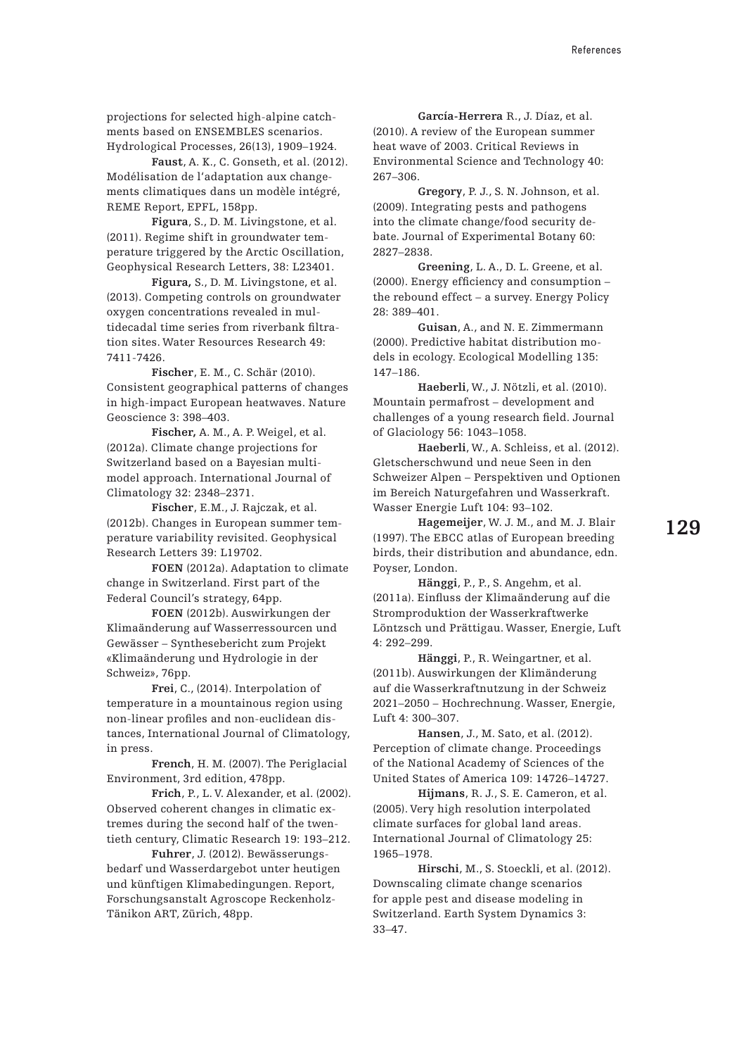projections for selected high-alpine catchments based on ENSEMBLES scenarios. Hydrological Processes, 26(13), 1909–1924.

**Faust**, A. K., C. Gonseth, et al. (2012). Modélisation de l'adaptation aux changements climatiques dans un modèle intégré, REME Report, EPFL, 158pp.

**Figura**, S., D. M. Livingstone, et al. (2011). Regime shift in groundwater temperature triggered by the Arctic Oscillation, Geophysical Research Letters, 38: L23401.

**Figura,** S., D. M. Livingstone, et al. (2013). Competing controls on groundwater oxygen concentrations revealed in multidecadal time series from riverbank filtration sites. Water Resources Research 49: 7411-7426.

**Fischer**, E. M., C. Schär (2010). Consistent geographical patterns of changes in high-impact European heatwaves. Nature Geoscience 3: 398–403.

**Fischer,** A. M., A. P. Weigel, et al. (2012a). Climate change projections for Switzerland based on a Bayesian multimodel approach. International Journal of Climatology 32: 2348–2371.

**Fischer**, E.M., J. Rajczak, et al. (2012b). Changes in European summer temperature variability revisited. Geophysical Research Letters 39: L19702.

**FOEN** (2012a). Adaptation to climate change in Switzerland. First part of the Federal Council's strategy, 64pp.

**FOEN** (2012b). Auswirkungen der Klimaänderung auf Wasserressourcen und Gewässer – Synthesebericht zum Projekt «Klimaänderung und Hydrologie in der Schweiz», 76pp.

**Frei**, C., (2014). Interpolation of temperature in a mountainous region using non-linear profiles and non-euclidean distances, International Journal of Climatology, in press.

**French**, H. M. (2007). The Periglacial Environment, 3rd edition, 478pp.

**Frich**, P., L. V. Alexander, et al. (2002). Observed coherent changes in climatic extremes during the second half of the twentieth century, Climatic Research 19: 193–212.

**Fuhrer**, J. (2012). Bewässerungsbedarf und Wasserdargebot unter heutigen und künftigen Klimabedingungen. Report, Forschungsanstalt Agroscope Reckenholz-Tänikon ART, Zürich, 48pp.

**García-Herrera** R., J. Díaz, et al. (2010). A review of the European summer heat wave of 2003. Critical Reviews in Environmental Science and Technology 40: 267–306.

**Gregory**, P. J., S. N. Johnson, et al. (2009). Integrating pests and pathogens into the climate change/food security debate. Journal of Experimental Botany 60: 2827–2838.

**Greening**, L. A., D. L. Greene, et al. (2000). Energy efficiency and consumption – the rebound effect – a survey. Energy Policy 28: 389–401.

**Guisan**, A., and N. E. Zimmermann (2000). Predictive habitat distribution models in ecology. Ecological Modelling 135: 147–186.

**Haeberli**, W., J. Nötzli, et al. (2010). Mountain permafrost – development and challenges of a young research field. Journal of Glaciology 56: 1043–1058.

**Haeberli**, W., A. Schleiss, et al. (2012). Gletscherschwund und neue Seen in den Schweizer Alpen – Perspektiven und Optionen im Bereich Naturgefahren und Wasserkraft. Wasser Energie Luft 104: 93–102.

**Hagemeijer**, W. J. M., and M. J. Blair (1997). The EBCC atlas of European breeding birds, their distribution and abundance, edn. Poyser, London.

**Hänggi**, P., P., S. Angehm, et al. (2011a). Einfluss der Klimaänderung auf die Stromproduktion der Wasserkraftwerke Löntzsch und Prättigau. Wasser, Energie, Luft 4: 292–299.

**Hänggi**, P., R. Weingartner, et al. (2011b). Auswirkungen der Klimänderung auf die Wasserkraftnutzung in der Schweiz 2021–2050 – Hochrechnung. Wasser, Energie, Luft 4: 300–307.

**Hansen**, J., M. Sato, et al. (2012). Perception of climate change. Proceedings of the National Academy of Sciences of the United States of America 109: 14726–14727.

**Hijmans**, R. J., S. E. Cameron, et al. (2005). Very high resolution interpolated climate surfaces for global land areas. International Journal of Climatology 25: 1965–1978.

**Hirschi**, M., S. Stoeckli, et al. (2012). Downscaling climate change scenarios for apple pest and disease modeling in Switzerland. Earth System Dynamics 3: 33–47.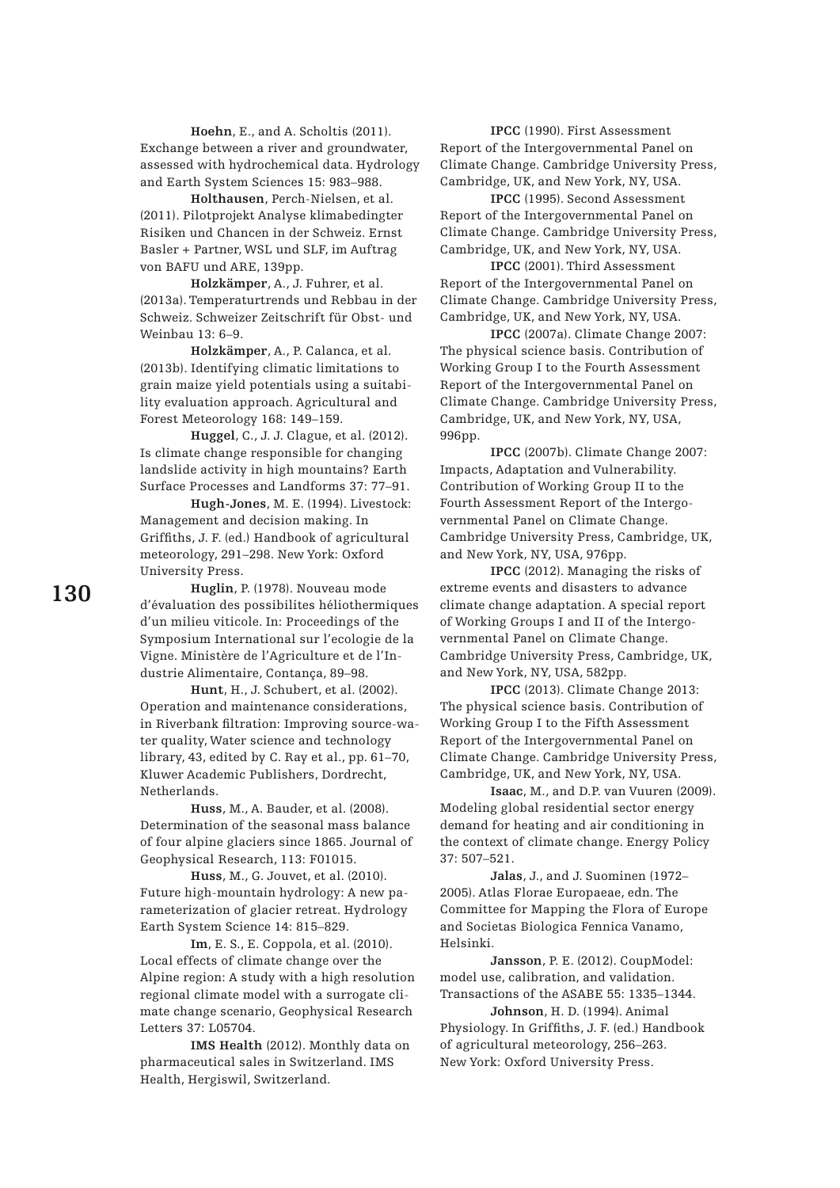**Hoehn**, E., and A. Scholtis (2011). Exchange between a river and groundwater, assessed with hydrochemical data. Hydrology and Earth System Sciences 15: 983–988.

**Holthausen**, Perch-Nielsen, et al. (2011). Pilotprojekt Analyse klimabedingter Risiken und Chancen in der Schweiz. Ernst Basler + Partner, WSL und SLF, im Auftrag von BAFU und ARE, 139pp.

**Holzkämper**, A., J. Fuhrer, et al. (2013a). Temperaturtrends und Rebbau in der Schweiz. Schweizer Zeitschrift für Obst- und Weinbau 13: 6–9.

**Holzkämper**, A., P. Calanca, et al. (2013b). Identifying climatic limitations to grain maize yield potentials using a suitability evaluation approach. Agricultural and Forest Meteorology 168: 149–159.

**Huggel**, C., J. J. Clague, et al. (2012). Is climate change responsible for changing landslide activity in high mountains? Earth Surface Processes and Landforms 37: 77–91.

**Hugh-Jones**, M. E. (1994). Livestock: Management and decision making. In Griffiths, J. F. (ed.) Handbook of agricultural meteorology, 291–298. New York: Oxford University Press.

**Huglin**, P. (1978). Nouveau mode d'évaluation des possibilites héliothermiques d'un milieu viticole. In: Proceedings of the Symposium International sur l'ecologie de la Vigne. Ministère de l'Agriculture et de l'Industrie Alimentaire, Contança, 89–98.

**Hunt**, H., J. Schubert, et al. (2002). Operation and maintenance considerations, in Riverbank filtration: Improving source-water quality, Water science and technology library, 43, edited by C. Ray et al., pp. 61–70, Kluwer Academic Publishers, Dordrecht, Netherlands.

**Huss**, M., A. Bauder, et al. (2008). Determination of the seasonal mass balance of four alpine glaciers since 1865. Journal of Geophysical Research, 113: F01015.

**Huss**, M., G. Jouvet, et al. (2010). Future high-mountain hydrology: A new parameterization of glacier retreat. Hydrology Earth System Science 14: 815–829.

**Im**, E. S., E. Coppola, et al. (2010). Local effects of climate change over the Alpine region: A study with a high resolution regional climate model with a surrogate climate change scenario, Geophysical Research Letters 37: L05704.

**IMS Health** (2012). Monthly data on pharmaceutical sales in Switzerland. IMS Health, Hergiswil, Switzerland.

**IPCC** (1990). First Assessment Report of the Intergovernmental Panel on Climate Change. Cambridge University Press, Cambridge, UK, and New York, NY, USA.

**IPCC** (1995). Second Assessment Report of the Intergovernmental Panel on Climate Change. Cambridge University Press, Cambridge, UK, and New York, NY, USA.

**IPCC** (2001). Third Assessment Report of the Intergovernmental Panel on Climate Change. Cambridge University Press, Cambridge, UK, and New York, NY, USA.

**IPCC** (2007a). Climate Change 2007: The physical science basis. Contribution of Working Group I to the Fourth Assessment Report of the Intergovernmental Panel on Climate Change. Cambridge University Press, Cambridge, UK, and New York, NY, USA, 996pp.

**IPCC** (2007b). Climate Change 2007: Impacts, Adaptation and Vulnerability. Contribution of Working Group II to the Fourth Assessment Report of the Intergovernmental Panel on Climate Change. Cambridge University Press, Cambridge, UK, and New York, NY, USA, 976pp.

**IPCC** (2012). Managing the risks of extreme events and disasters to advance climate change adaptation. A special report of Working Groups I and II of the Intergovernmental Panel on Climate Change. Cambridge University Press, Cambridge, UK, and New York, NY, USA, 582pp.

**IPCC** (2013). Climate Change 2013: The physical science basis. Contribution of Working Group I to the Fifth Assessment Report of the Intergovernmental Panel on Climate Change. Cambridge University Press, Cambridge, UK, and New York, NY, USA.

**Isaac**, M., and D.P. van Vuuren (2009). Modeling global residential sector energy demand for heating and air conditioning in the context of climate change. Energy Policy 37: 507–521.

**Jalas**, J., and J. Suominen (1972–2005). Atlas Florae Europaeae, edn. The Committee for Mapping the Flora of Europe and Societas Biologica Fennica Vanamo, Helsinki.

**Jansson**, P. E. (2012). CoupModel: model use, calibration, and validation. Transactions of the ASABE 55: 1335–1344.

**Johnson**, H. D. (1994). Animal Physiology. In Griffiths, J. F. (ed.) Handbook of agricultural meteorology, 256–263. New York: Oxford University Press.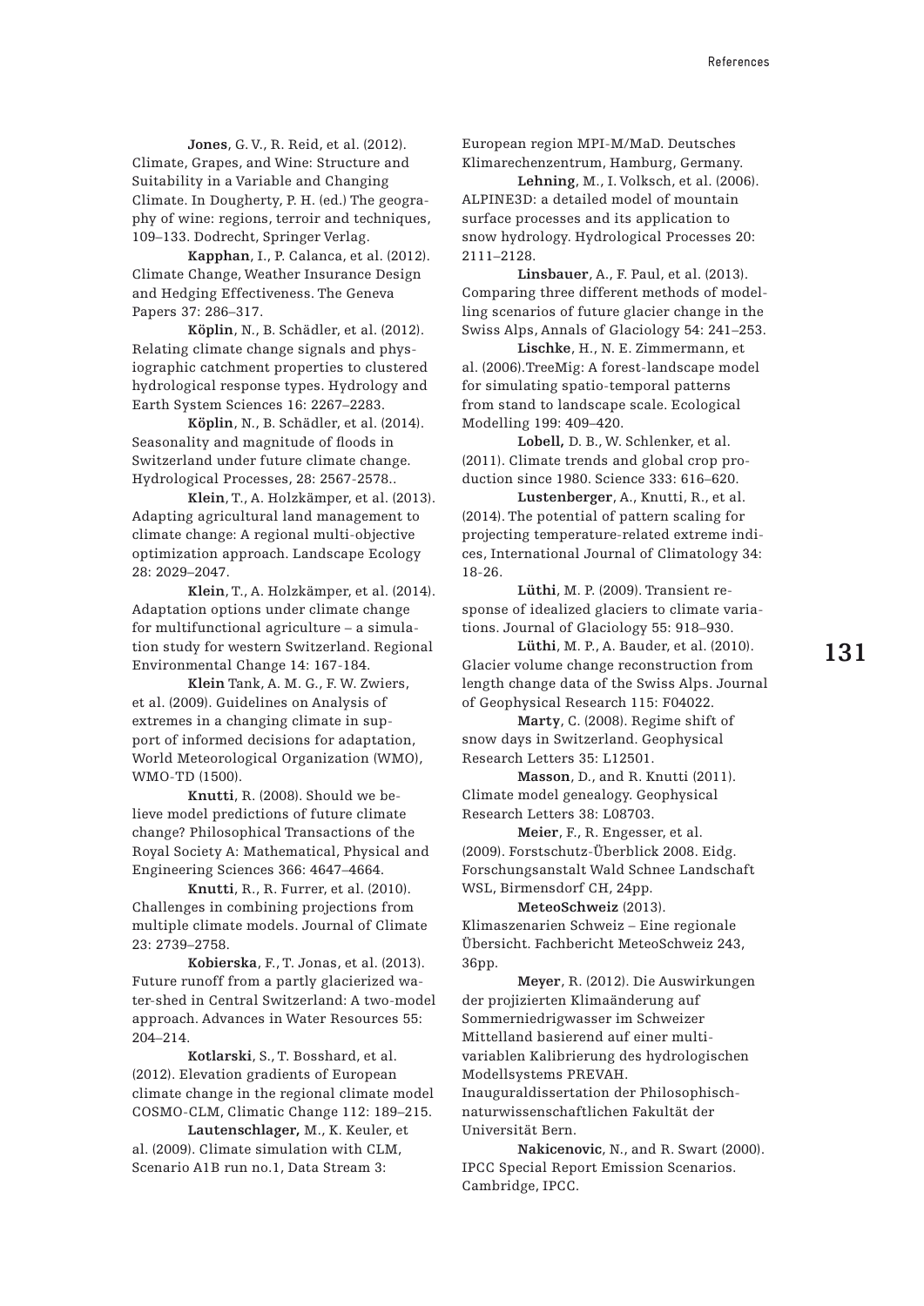**Jones**, G. V., R. Reid, et al. (2012). Climate, Grapes, and Wine: Structure and Suitability in a Variable and Changing Climate. In Dougherty, P. H. (ed.) The geography of wine: regions, terroir and techniques, 109–133. Dodrecht, Springer Verlag.

**Kapphan**, I., P. Calanca, et al. (2012). Climate Change, Weather Insurance Design and Hedging Effectiveness. The Geneva Papers 37: 286–317.

**Köplin**, N., B. Schädler, et al. (2012). Relating climate change signals and physiographic catchment properties to clustered hydrological response types. Hydrology and Earth System Sciences 16: 2267–2283.

**Köplin**, N., B. Schädler, et al. (2014). Seasonality and magnitude of floods in Switzerland under future climate change. Hydrological Processes, 28: 2567-2578..

**Klein**, T., A. Holzkämper, et al. (2013). Adapting agricultural land management to climate change: A regional multi-objective optimization approach. Landscape Ecology 28: 2029–2047.

**Klein**, T., A. Holzkämper, et al. (2014). Adaptation options under climate change for multifunctional agriculture – a simulation study for western Switzerland. Regional Environmental Change 14: 167-184.

**Klein** Tank, A. M. G., F. W. Zwiers, et al. (2009). Guidelines on Analysis of extremes in a changing climate in support of informed decisions for adaptation, World Meteorological Organization (WMO), WMO-TD (1500).

**Knutti**, R. (2008). Should we believe model predictions of future climate change? Philosophical Transactions of the Royal Society A: Mathematical, Physical and Engineering Sciences 366: 4647–4664.

**Knutti**, R., R. Furrer, et al. (2010). Challenges in combining projections from multiple climate models. Journal of Climate 23: 2739–2758.

**Kobierska**, F., T. Jonas, et al. (2013). Future runoff from a partly glacierized water-shed in Central Switzerland: A two-model approach. Advances in Water Resources 55: 204–214.

**Kotlarski**, S., T. Bosshard, et al. (2012). Elevation gradients of European climate change in the regional climate model COSMO-CLM, Climatic Change 112: 189–215.

**Lautenschlager,** M., K. Keuler, et al. (2009). Climate simulation with CLM, Scenario A1B run no.1, Data Stream 3: European region MPI-M/MaD. Deutsches Klimarechenzentrum, Hamburg, Germany.

**Lehning**, M., I. Volksch, et al. (2006). ALPINE3D: a detailed model of mountain surface processes and its application to snow hydrology. Hydrological Processes 20: 2111–2128.

**Linsbauer**, A., F. Paul, et al. (2013). Comparing three different methods of modelling scenarios of future glacier change in the Swiss Alps, Annals of Glaciology 54: 241–253.

**Lischke**, H., N. E. Zimmermann, et al. (2006).TreeMig: A forest-landscape model for simulating spatio-temporal patterns from stand to landscape scale. Ecological Modelling 199: 409–420.

**Lobell,** D. B., W. Schlenker, et al. (2011). Climate trends and global crop production since 1980. Science 333: 616–620.

**Lustenberger**, A., Knutti, R., et al. (2014). The potential of pattern scaling for projecting temperature-related extreme indices, International Journal of Climatology 34: 18-26.

**Lüthi**, M. P. (2009). Transient response of idealized glaciers to climate variations. Journal of Glaciology 55: 918–930.

**Lüthi**, M. P., A. Bauder, et al. (2010). Glacier volume change reconstruction from length change data of the Swiss Alps. Journal of Geophysical Research 115: F04022.

**Marty**, C. (2008). Regime shift of snow days in Switzerland. Geophysical Research Letters 35: L12501.

**Masson**, D., and R. Knutti (2011). Climate model genealogy. Geophysical Research Letters 38: L08703.

**Meier**, F., R. Engesser, et al. (2009). Forstschutz-Überblick 2008. Eidg. Forschungsanstalt Wald Schnee Landschaft WSL, Birmensdorf CH, 24pp.

**MeteoSchweiz** (2013). Klimaszenarien Schweiz – Eine regionale Übersicht. Fachbericht MeteoSchweiz 243, 36pp.

**Meyer**, R. (2012). Die Auswirkungen der projizierten Klimaänderung auf Sommerniedrigwasser im Schweizer Mittelland basierend auf einer multivariablen Kalibrierung des hydrologischen Modellsystems PREVAH. Inauguraldissertation der Philosophisch-naturwissenschaftlichen Fakultät der Universität Bern.

**Nakicenovic**, N., and R. Swart (2000). IPCC Special Report Emission Scenarios. Cambridge, IPCC.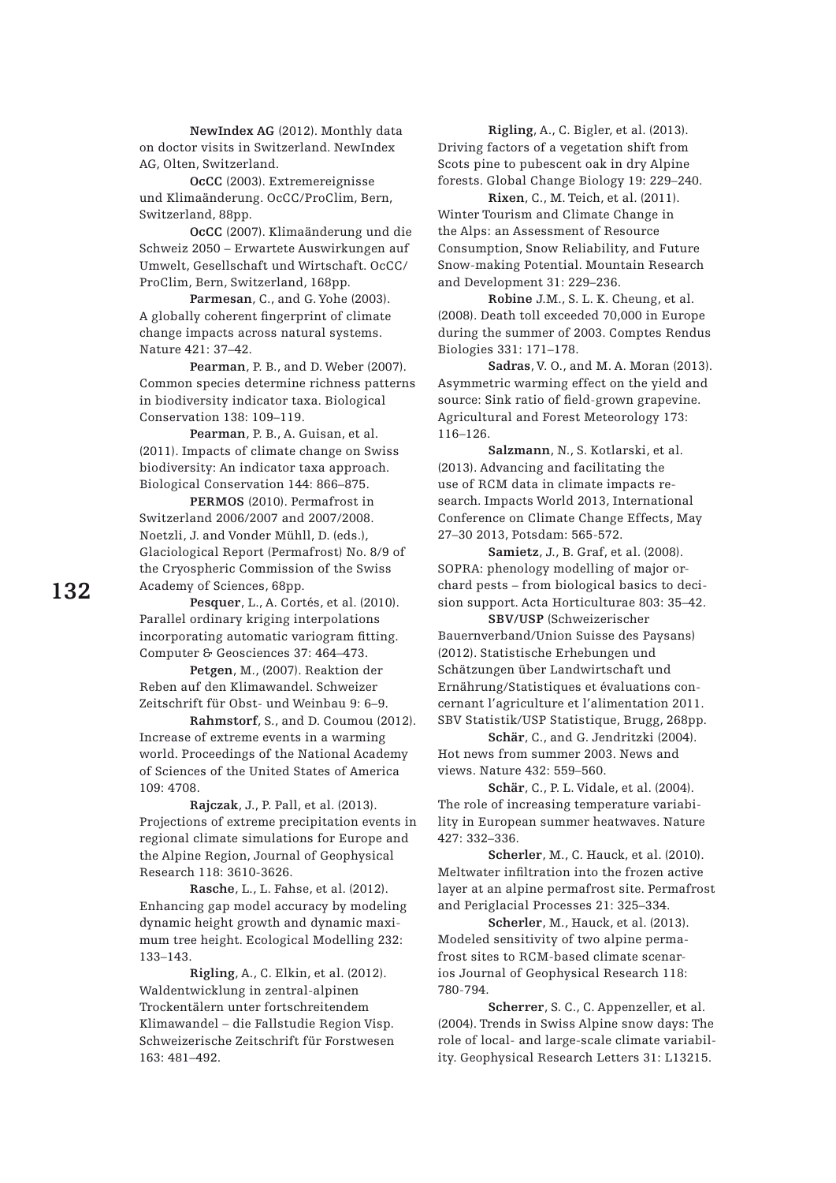**NewIndex AG** (2012). Monthly data on doctor visits in Switzerland. NewIndex AG, Olten, Switzerland.

**OcCC** (2003). Extremereignisse und Klimaänderung. OcCC/ProClim, Bern, Switzerland, 88pp.

**OcCC** (2007). Klimaänderung und die Schweiz 2050 – Erwartete Auswirkungen auf Umwelt, Gesellschaft und Wirtschaft. OcCC/ProClim, Bern, Switzerland, 168pp.

**Parmesan**, C., and G. Yohe (2003). A globally coherent fingerprint of climate change impacts across natural systems. Nature 421: 37–42.

**Pearman**, P. B., and D. Weber (2007). Common species determine richness patterns in biodiversity indicator taxa. Biological Conservation 138: 109–119.

**Pearman**, P. B., A. Guisan, et al. (2011). Impacts of climate change on Swiss biodiversity: An indicator taxa approach. Biological Conservation 144: 866–875.

**PERMOS** (2010). Permafrost in Switzerland 2006/2007 and 2007/2008. Noetzli, J. and Vonder Mühll, D. (eds.), Glaciological Report (Permafrost) No. 8/9 of the Cryospheric Commission of the Swiss Academy of Sciences, 68pp.

**Pesquer**, L., A. Cortés, et al. (2010). Parallel ordinary kriging interpolations incorporating automatic variogram fitting. Computer & Geosciences 37: 464–473.

**Petgen**, M., (2007). Reaktion der Reben auf den Klimawandel. Schweizer Zeitschrift für Obst- und Weinbau 9: 6–9.

**Rahmstorf**, S., and D. Coumou (2012). Increase of extreme events in a warming world. Proceedings of the National Academy of Sciences of the United States of America 109: 4708.

**Rajczak**, J., P. Pall, et al. (2013). Projections of extreme precipitation events in regional climate simulations for Europe and the Alpine Region, Journal of Geophysical Research 118: 3610-3626.

**Rasche**, L., L. Fahse, et al. (2012). Enhancing gap model accuracy by modeling dynamic height growth and dynamic maximum tree height. Ecological Modelling 232: 133–143.

**Rigling**, A., C. Elkin, et al. (2012). Waldentwicklung in zentral-alpinen Trockentälern unter fortschreitendem Klimawandel – die Fallstudie Region Visp. Schweizerische Zeitschrift für Forstwesen 163: 481–492.

**Rigling**, A., C. Bigler, et al. (2013). Driving factors of a vegetation shift from Scots pine to pubescent oak in dry Alpine forests. Global Change Biology 19: 229–240.

**Rixen**, C., M. Teich, et al. (2011). Winter Tourism and Climate Change in the Alps: an Assessment of Resource Consumption, Snow Reliability, and Future Snow-making Potential. Mountain Research and Development 31: 229–236.

**Robine** J.M., S. L. K. Cheung, et al. (2008). Death toll exceeded 70,000 in Europe during the summer of 2003. Comptes Rendus Biologies 331: 171–178.

**Sadras**, V. O., and M. A. Moran (2013). Asymmetric warming effect on the yield and source: Sink ratio of field-grown grapevine. Agricultural and Forest Meteorology 173: 116–126.

**Salzmann**, N., S. Kotlarski, et al. (2013). Advancing and facilitating the use of RCM data in climate impacts research. Impacts World 2013, International Conference on Climate Change Effects, May 27–30 2013, Potsdam: 565-572.

**Samietz**, J., B. Graf, et al. (2008). SOPRA: phenology modelling of major orchard pests – from biological basics to decision support. Acta Horticulturae 803: 35–42.

**SBV/USP** (Schweizerischer Bauernverband/Union Suisse des Paysans) (2012). Statistische Erhebungen und Schätzungen über Landwirtschaft und Ernährung/Statistiques et évaluations concernant l'agriculture et l'alimentation 2011. SBV Statistik/USP Statistique, Brugg, 268pp.

**Schär**, C., and G. Jendritzki (2004). Hot news from summer 2003. News and views. Nature 432: 559–560.

**Schär**, C., P. L. Vidale, et al. (2004). The role of increasing temperature variability in European summer heatwaves. Nature 427: 332–336.

**Scherler**, M., C. Hauck, et al. (2010). Meltwater infiltration into the frozen active layer at an alpine permafrost site. Permafrost and Periglacial Processes 21: 325–334.

**Scherler**, M., Hauck, et al. (2013). Modeled sensitivity of two alpine permafrost sites to RCM-based climate scenarios Journal of Geophysical Research 118: 780-794.

**Scherrer**, S. C., C. Appenzeller, et al. (2004). Trends in Swiss Alpine snow days: The role of local- and large-scale climate variability. Geophysical Research Letters 31: L13215.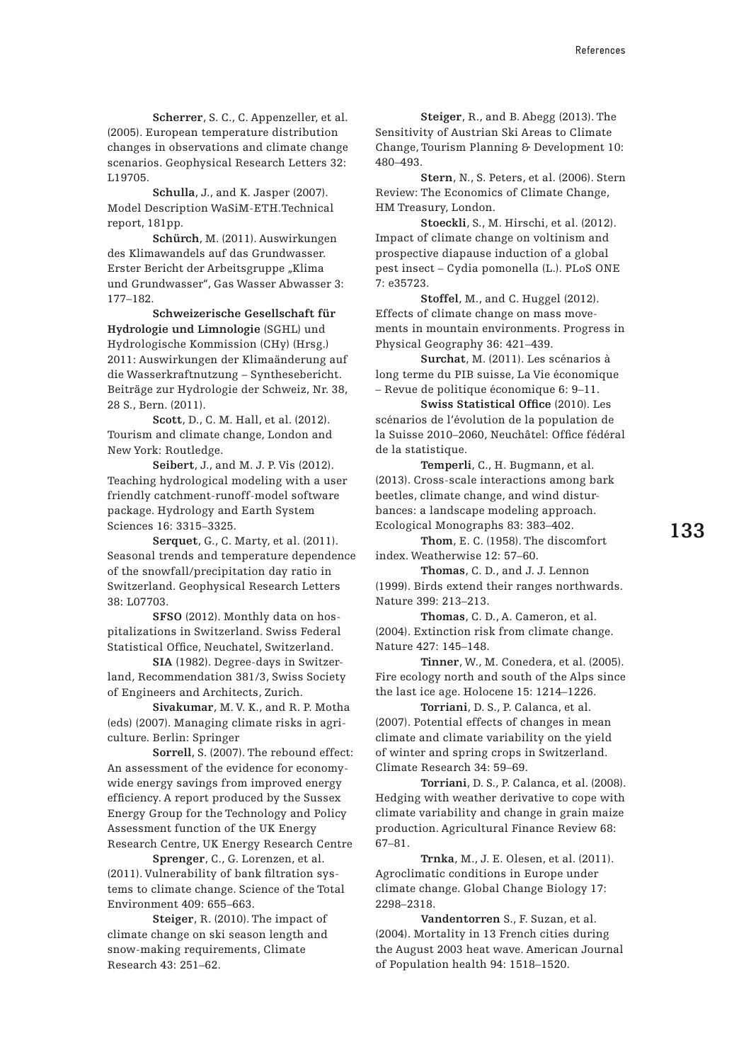**Scherrer**, S. C., C. Appenzeller, et al. (2005). European temperature distribution changes in observations and climate change scenarios. Geophysical Research Letters 32: L19705.

**Schulla**, J., and K. Jasper (2007). Model Description WaSiM-ETH.Technical report, 181pp.

**Schürch**, M. (2011). Auswirkungen des Klimawandels auf das Grundwasser. Erster Bericht der Arbeitsgruppe „Klima und Grundwasser", Gas Wasser Abwasser 3: 177–182.

**Schweizerische Gesellschaft für Hydrologie und Limnologie** (SGHL) und Hydrologische Kommission (CHy) (Hrsg.) 2011: Auswirkungen der Klimaänderung auf die Wasserkraftnutzung – Synthesebericht. Beiträge zur Hydrologie der Schweiz, Nr. 38, 28 S., Bern. (2011).

**Scott**, D., C. M. Hall, et al. (2012). Tourism and climate change, London and New York: Routledge.

**Seibert**, J., and M. J. P. Vis (2012). Teaching hydrological modeling with a user friendly catchment-runoff-model software package. Hydrology and Earth System Sciences 16: 3315–3325.

**Serquet**, G., C. Marty, et al. (2011). Seasonal trends and temperature dependence of the snowfall/precipitation day ratio in Switzerland. Geophysical Research Letters 38: L07703.

**SFSO** (2012). Monthly data on hospitalizations in Switzerland. Swiss Federal Statistical Office, Neuchatel, Switzerland.

**SIA** (1982). Degree-days in Switzerland, Recommendation 381/3, Swiss Society of Engineers and Architects, Zurich.

**Sivakumar**, M. V. K., and R. P. Motha (eds) (2007). Managing climate risks in agriculture. Berlin: Springer

**Sorrell**, S. (2007). The rebound effect: An assessment of the evidence for economy-wide energy savings from improved energy efficiency. A report produced by the Sussex Energy Group for the Technology and Policy Assessment function of the UK Energy Research Centre, UK Energy Research Centre

**Sprenger**, C., G. Lorenzen, et al. (2011). Vulnerability of bank filtration systems to climate change. Science of the Total Environment 409: 655–663.

**Steiger**, R. (2010). The impact of climate change on ski season length and snow-making requirements, Climate Research 43: 251–62.

**Steiger**, R., and B. Abegg (2013). The Sensitivity of Austrian Ski Areas to Climate Change, Tourism Planning & Development 10: 480–493.

**Stern**, N., S. Peters, et al. (2006). Stern Review: The Economics of Climate Change, HM Treasury, London.

**Stoeckli**, S., M. Hirschi, et al. (2012). Impact of climate change on voltinism and prospective diapause induction of a global pest insect – Cydia pomonella (L.). PLoS ONE 7: e35723.

**Stoffel**, M., and C. Huggel (2012). Effects of climate change on mass movements in mountain environments. Progress in Physical Geography 36: 421–439.

**Surchat**, M. (2011). Les scénarios à long terme du PIB suisse, La Vie économique – Revue de politique économique 6: 9–11.

**Swiss Statistical Office** (2010). Les scénarios de l'évolution de la population de la Suisse 2010–2060, Neuchâtel: Office fédéral de la statistique.

**Temperli**, C., H. Bugmann, et al. (2013). Cross-scale interactions among bark beetles, climate change, and wind disturbances: a landscape modeling approach. Ecological Monographs 83: 383–402.

**Thom**, E. C. (1958). The discomfort index. Weatherwise 12: 57–60.

**Thomas**, C. D., and J. J. Lennon (1999). Birds extend their ranges northwards. Nature 399: 213–213.

**Thomas**, C. D., A. Cameron, et al. (2004). Extinction risk from climate change. Nature 427: 145–148.

**Tinner**, W., M. Conedera, et al. (2005). Fire ecology north and south of the Alps since the last ice age. Holocene 15: 1214–1226.

**Torriani**, D. S., P. Calanca, et al. (2007). Potential effects of changes in mean climate and climate variability on the yield of winter and spring crops in Switzerland. Climate Research 34: 59–69.

**Torriani**, D. S., P. Calanca, et al. (2008). Hedging with weather derivative to cope with climate variability and change in grain maize production. Agricultural Finance Review 68: 67–81.

**Trnka**, M., J. E. Olesen, et al. (2011). Agroclimatic conditions in Europe under climate change. Global Change Biology 17: 2298–2318.

**Vandentorren** S., F. Suzan, et al. (2004). Mortality in 13 French cities during the August 2003 heat wave. American Journal of Population health 94: 1518–1520.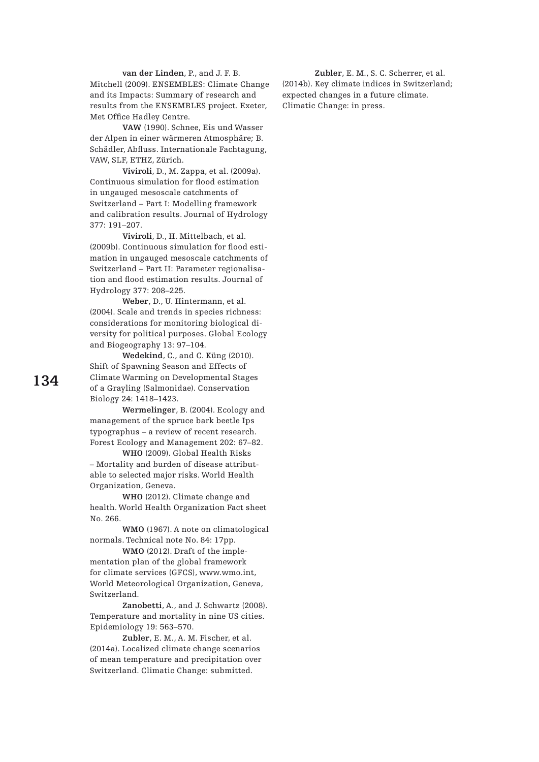**van der Linden**, P., and J. F. B. Mitchell (2009). ENSEMBLES: Climate Change and its Impacts: Summary of research and results from the ENSEMBLES project. Exeter, Met Office Hadley Centre.

**VAW** (1990). Schnee, Eis und Wasser der Alpen in einer wärmeren Atmosphäre; B. Schädler, Abfluss. Internationale Fachtagung, VAW, SLF, ETHZ, Zürich.

**Viviroli**, D., M. Zappa, et al. (2009a). Continuous simulation for flood estimation in ungauged mesoscale catchments of Switzerland – Part I: Modelling framework and calibration results. Journal of Hydrology 377: 191–207.

**Viviroli**, D., H. Mittelbach, et al. (2009b). Continuous simulation for flood estimation in ungauged mesoscale catchments of Switzerland – Part II: Parameter regionalisation and flood estimation results. Journal of Hydrology 377: 208–225.

**Weber**, D., U. Hintermann, et al. (2004). Scale and trends in species richness: considerations for monitoring biological diversity for political purposes. Global Ecology and Biogeography 13: 97–104.

**Wedekind**, C., and C. Küng (2010). Shift of Spawning Season and Effects of Climate Warming on Developmental Stages of a Grayling (Salmonidae). Conservation Biology 24: 1418–1423.

**Wermelinger**, B. (2004). Ecology and management of the spruce bark beetle Ips typographus – a review of recent research. Forest Ecology and Management 202: 67–82.

**WHO** (2009). Global Health Risks – Mortality and burden of disease attributable to selected major risks. World Health Organization, Geneva.

**WHO** (2012). Climate change and health. World Health Organization Fact sheet No. 266.

**WMO** (1967). A note on climatological normals. Technical note No. 84: 17pp.

**WMO** (2012). Draft of the implementation plan of the global framework for climate services (GFCS), www.wmo.int, World Meteorological Organization, Geneva, Switzerland.

**Zanobetti**, A., and J. Schwartz (2008). Temperature and mortality in nine US cities. Epidemiology 19: 563–570.

**Zubler**, E. M., A. M. Fischer, et al. (2014a). Localized climate change scenarios of mean temperature and precipitation over Switzerland. Climatic Change: submitted.

**Zubler**, E. M., S. C. Scherrer, et al. (2014b). Key climate indices in Switzerland; expected changes in a future climate. Climatic Change: in press.